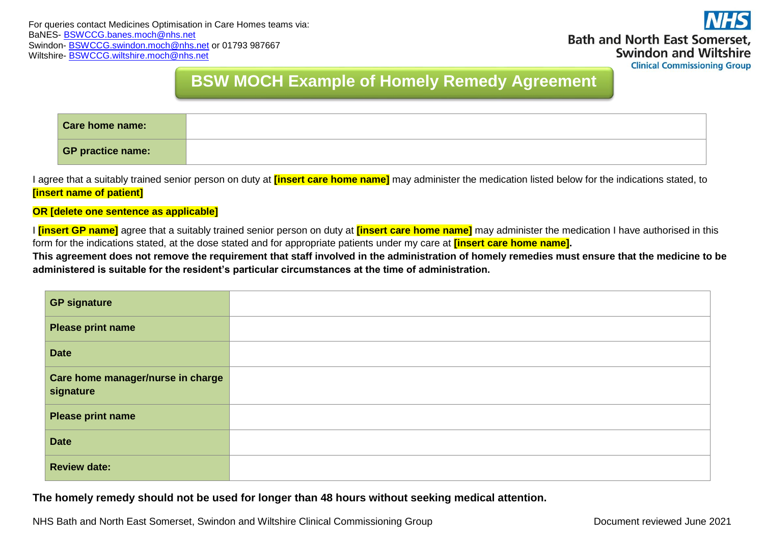For queries contact Medicines Optimisation in Care Homes teams via:
BaNES- BSWCCG.banes.moch@nhs.net
Swindon- BSWCCG.swindon.moch@nhs.net or 01793 987667
Wiltshire- BSWCCG.wiltshire.moch@nhs.net

NHS
Bath and North East Somerset, Swindon and Wiltshire
Clinical Commissioning Group

# BSW MOCH Example of Homely Remedy Agreement

| Care home name: | |
|---|---|
| GP practice name: | |

I agree that a suitably trained senior person on duty at **[insert care home name]** may administer the medication listed below for the indications stated, to **[insert name of patient]**

**OR [delete one sentence as applicable]**

I **[insert GP name]** agree that a suitably trained senior person on duty at **[insert care home name]** may administer the medication I have authorised in this form for the indications stated, at the dose stated and for appropriate patients under my care at **[insert care home name].**
**This agreement does not remove the requirement that staff involved in the administration of homely remedies must ensure that the medicine to be administered is suitable for the resident's particular circumstances at the time of administration.**

| GP signature | |
|---|---|
| Please print name | |
| Date | |
| Care home manager/nurse in charge signature | |
| Please print name | |
| Date | |
| Review date: | |

**The homely remedy should not be used for longer than 48 hours without seeking medical attention.**

NHS Bath and North East Somerset, Swindon and Wiltshire Clinical Commissioning Group

Document reviewed June 2021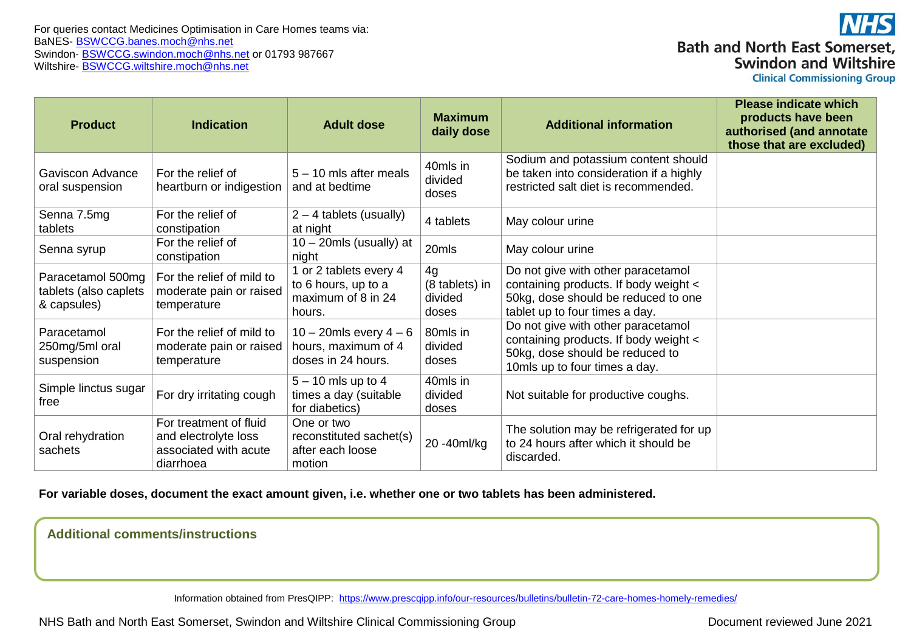For queries contact Medicines Optimisation in Care Homes teams via:
BaNES- BSWCCG.banes.moch@nhs.net
Swindon- BSWCCG.swindon.moch@nhs.net or 01793 987667
Wiltshire- BSWCCG.wiltshire.moch@nhs.net

NHS Bath and North East Somerset, Swindon and Wiltshire Clinical Commissioning Group

| Product | Indication | Adult dose | Maximum daily dose | Additional information | Please indicate which products have been authorised (and annotate those that are excluded) |
|---|---|---|---|---|---|
| Gaviscon Advance oral suspension | For the relief of heartburn or indigestion | 5 – 10 mls after meals and at bedtime | 40mls in divided doses | Sodium and potassium content should be taken into consideration if a highly restricted salt diet is recommended. | |
| Senna 7.5mg tablets | For the relief of constipation | 2 – 4 tablets (usually) at night | 4 tablets | May colour urine | |
| Senna syrup | For the relief of constipation | 10 – 20mls (usually) at night | 20mls | May colour urine | |
| Paracetamol 500mg tablets (also caplets & capsules) | For the relief of mild to moderate pain or raised temperature | 1 or 2 tablets every 4 to 6 hours, up to a maximum of 8 in 24 hours. | 4g (8 tablets) in divided doses | Do not give with other paracetamol containing products. If body weight < 50kg, dose should be reduced to one tablet up to four times a day. | |
| Paracetamol 250mg/5ml oral suspension | For the relief of mild to moderate pain or raised temperature | 10 – 20mls every 4 – 6 hours, maximum of 4 doses in 24 hours. | 80mls in divided doses | Do not give with other paracetamol containing products. If body weight < 50kg, dose should be reduced to 10mls up to four times a day. | |
| Simple linctus sugar free | For dry irritating cough | 5 – 10 mls up to 4 times a day (suitable for diabetics) | 40mls in divided doses | Not suitable for productive coughs. | |
| Oral rehydration sachets | For treatment of fluid and electrolyte loss associated with acute diarrhoea | One or two reconstituted sachet(s) after each loose motion | 20 -40ml/kg | The solution may be refrigerated for up to 24 hours after which it should be discarded. | |

**For variable doses, document the exact amount given, i.e. whether one or two tablets has been administered.**

**Additional comments/instructions**

Information obtained from PresQIPP: https://www.prescqipp.info/our-resources/bulletins/bulletin-72-care-homes-homely-remedies/

NHS Bath and North East Somerset, Swindon and Wiltshire Clinical Commissioning Group — Document reviewed June 2021